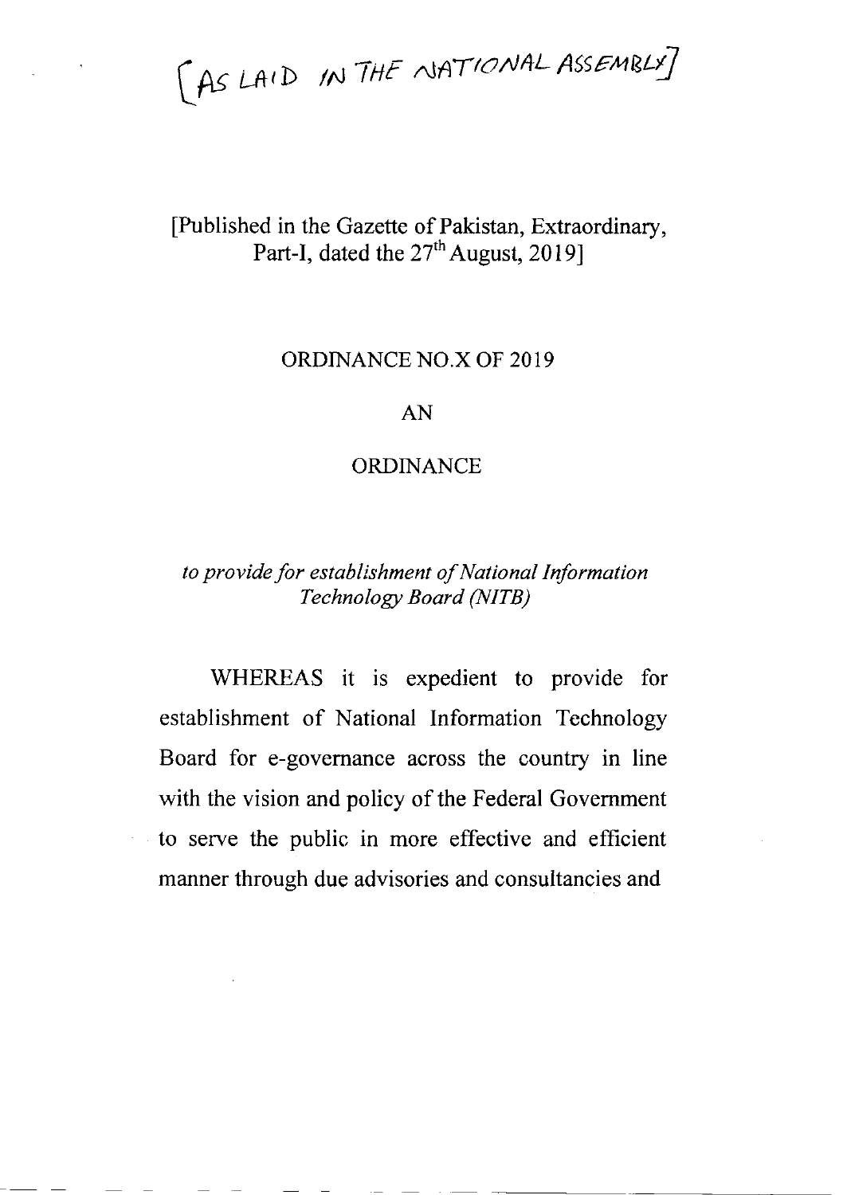[AS LAID IN THE NATIONAL ASSEMBLY]

[Published in the Gazette of Pakistan, Extraordinary, Part-I, dated the 27th August, 2019]

ORDINANCE NO.X OF 2019

AN

ORDINANCE

*to provide for establishment of National Information Technology Board (NITB)*

WHEREAS it is expedient to provide for establishment of National Information Technology Board for e-governance across the country in line with the vision and policy of the Federal Government to serve the public in more effective and efficient manner through due advisories and consultancies and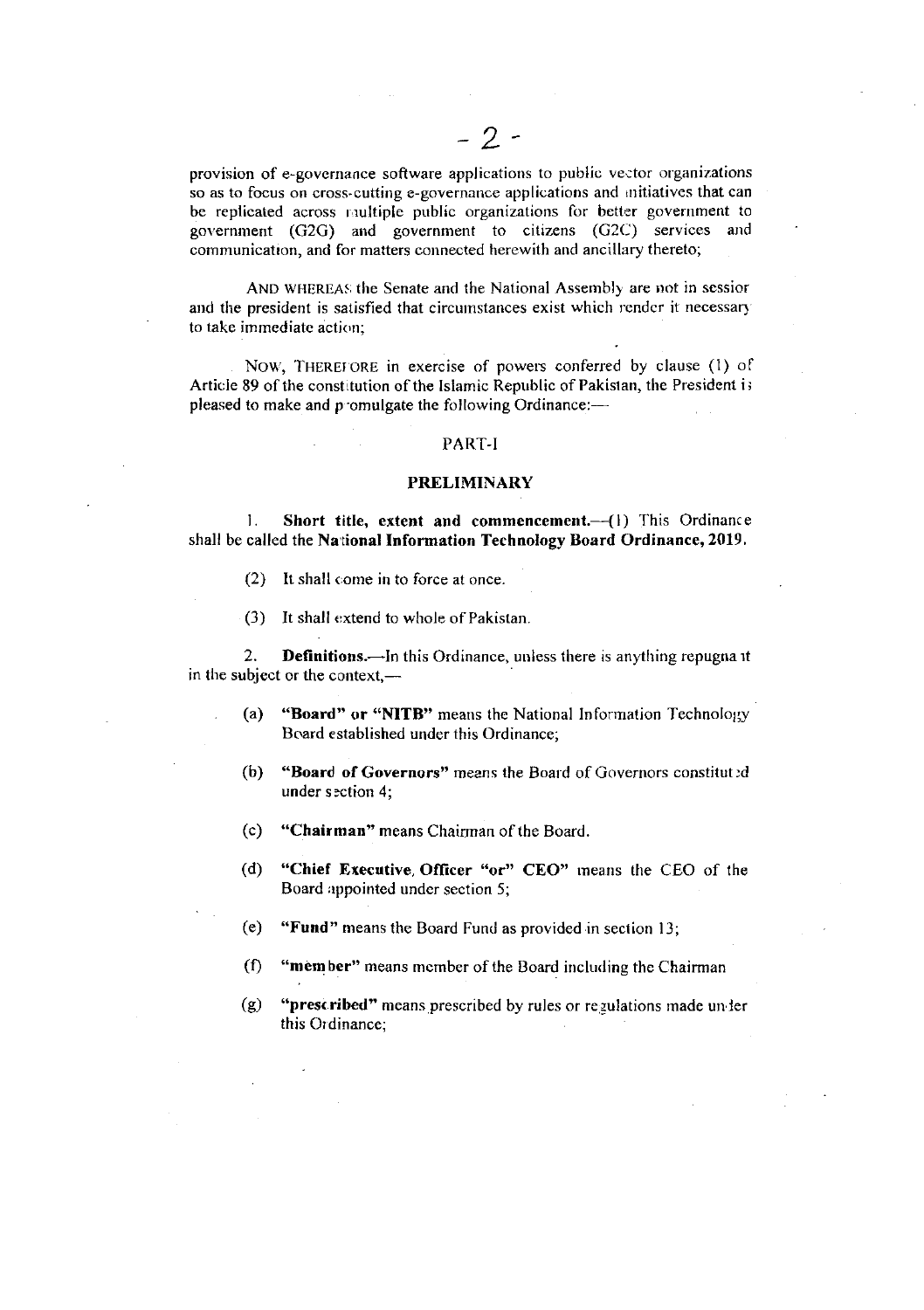provision of e-governance software applications to public vector organizations so as to focus on cross-cutting e-governance applications and initiatives that can be replicated across multiple public organizations for better government to government (G2G) and government to citizens (G2C) services and communication, and for matters connected herewith and ancillary thereto;

AND WHEREAS the Senate and the National Assembly are not in session and the president is satisfied that circumstances exist which render it necessary to take immediate action;

NOW, THEREFORE in exercise of powers conferred by clause (1) of Article 89 of the constitution of the Islamic Republic of Pakistan, the President is pleased to make and promulgate the following Ordinance:—

## PART-I

## PRELIMINARY

1. **Short title, extent and commencement.**—(1) This Ordinance shall be called the **National Information Technology Board Ordinance, 2019.**

(2) It shall come in to force at once.

(3) It shall extend to whole of Pakistan.

2. **Definitions.**—In this Ordinance, unless there is anything repugnant in the subject or the context,—

(a) **"Board" or "NITB"** means the National Information Technology Board established under this Ordinance;

(b) **"Board of Governors"** means the Board of Governors constituted under section 4;

(c) **"Chairman"** means Chairman of the Board.

(d) **"Chief Executive, Officer "or" CEO"** means the CEO of the Board appointed under section 5;

(e) **"Fund"** means the Board Fund as provided in section 13;

(f) **"member"** means member of the Board including the Chairman

(g) **"prescribed"** means prescribed by rules or regulations made under this Ordinance;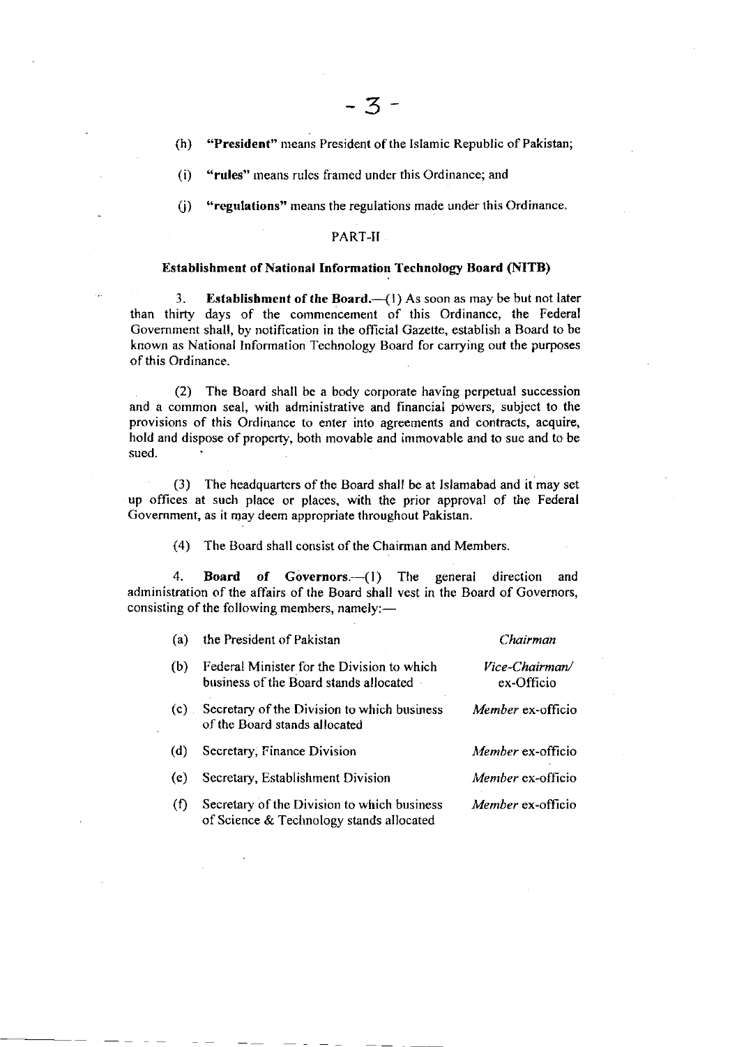(h) **"President"** means President of the Islamic Republic of Pakistan;

(i) **"rules"** means rules framed under this Ordinance; and

(j) **"regulations"** means the regulations made under this Ordinance.

## PART-II

### Establishment of National Information Technology Board (NITB)

3. **Establishment of the Board.**—(1) As soon as may be but not later than thirty days of the commencement of this Ordinance, the Federal Government shall, by notification in the official Gazette, establish a Board to be known as National Information Technology Board for carrying out the purposes of this Ordinance.

(2) The Board shall be a body corporate having perpetual succession and a common seal, with administrative and financial powers, subject to the provisions of this Ordinance to enter into agreements and contracts, acquire, hold and dispose of property, both movable and immovable and to sue and to be sued.

(3) The headquarters of the Board shall be at Islamabad and it may set up offices at such place or places, with the prior approval of the Federal Government, as it may deem appropriate throughout Pakistan.

(4) The Board shall consist of the Chairman and Members.

4. **Board of Governors.**—(1) The general direction and administration of the affairs of the Board shall vest in the Board of Governors, consisting of the following members, namely:—

| | | |
|---|---|---|
| (a) | the President of Pakistan | *Chairman* |
| (b) | Federal Minister for the Division to which business of the Board stands allocated | *Vice-Chairman/* ex-Officio |
| (c) | Secretary of the Division to which business of the Board stands allocated | *Member* ex-officio |
| (d) | Secretary, Finance Division | *Member* ex-officio |
| (e) | Secretary, Establishment Division | *Member* ex-officio |
| (f) | Secretary of the Division to which business of Science & Technology stands allocated | *Member* ex-officio |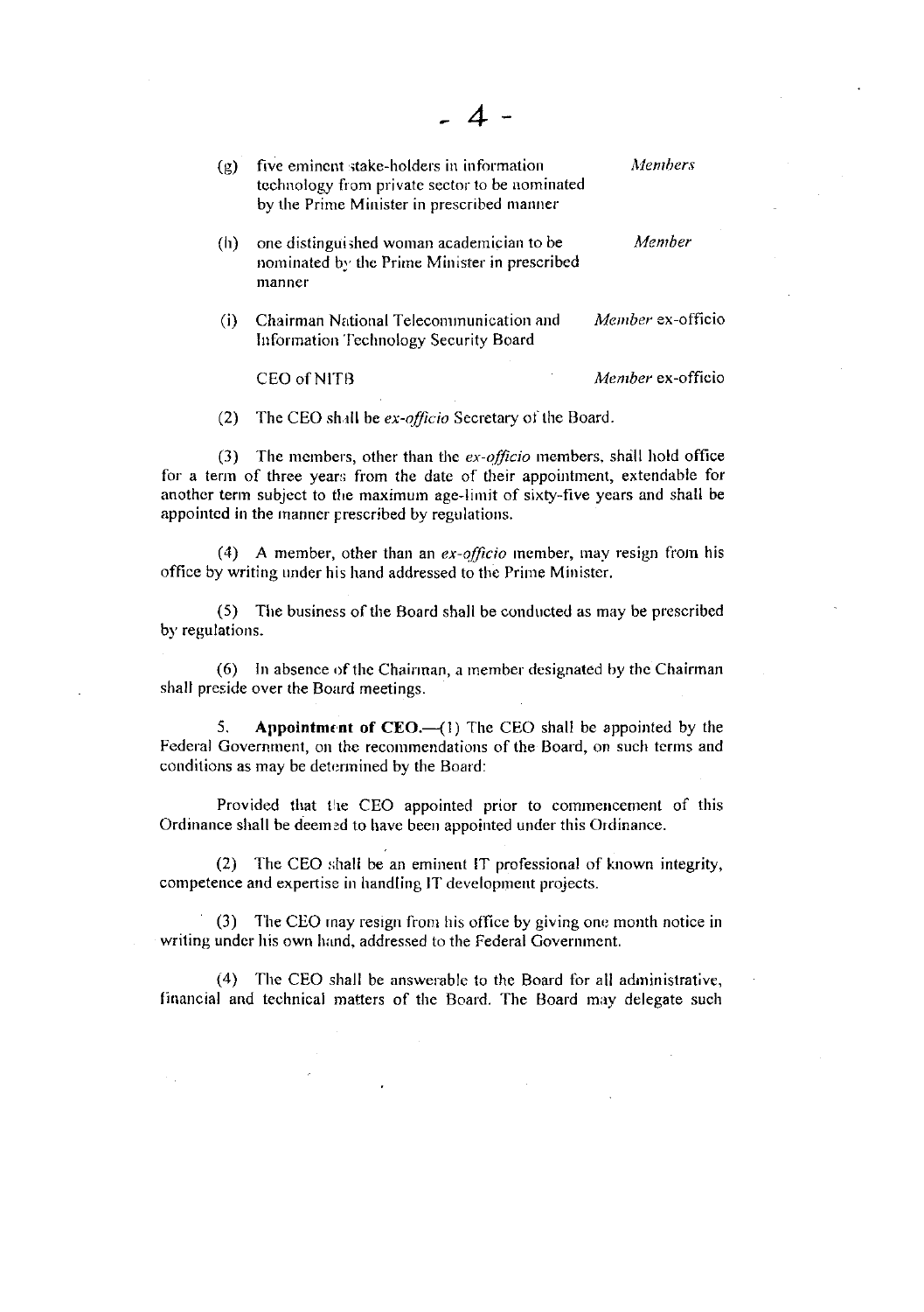(g) five eminent stake-holders in information technology from private sector to be nominated by the Prime Minister in prescribed manner — *Members*

(h) one distinguished woman academician to be nominated by the Prime Minister in prescribed manner — *Member*

(i) Chairman National Telecommunication and Information Technology Security Board — *Member* ex-officio

CEO of NITB — *Member* ex-officio

(2) The CEO shall be *ex-officio* Secretary of the Board.

(3) The members, other than the *ex-officio* members, shall hold office for a term of three years from the date of their appointment, extendable for another term subject to the maximum age-limit of sixty-five years and shall be appointed in the manner prescribed by regulations.

(4) A member, other than an *ex-officio* member, may resign from his office by writing under his hand addressed to the Prime Minister.

(5) The business of the Board shall be conducted as may be prescribed by regulations.

(6) In absence of the Chairman, a member designated by the Chairman shall preside over the Board meetings.

5. **Appointment of CEO.**—(1) The CEO shall be appointed by the Federal Government, on the recommendations of the Board, on such terms and conditions as may be determined by the Board:

Provided that the CEO appointed prior to commencement of this Ordinance shall be deemed to have been appointed under this Ordinance.

(2) The CEO shall be an eminent IT professional of known integrity, competence and expertise in handling IT development projects.

(3) The CEO may resign from his office by giving one month notice in writing under his own hand, addressed to the Federal Government.

(4) The CEO shall be answerable to the Board for all administrative, financial and technical matters of the Board. The Board may delegate such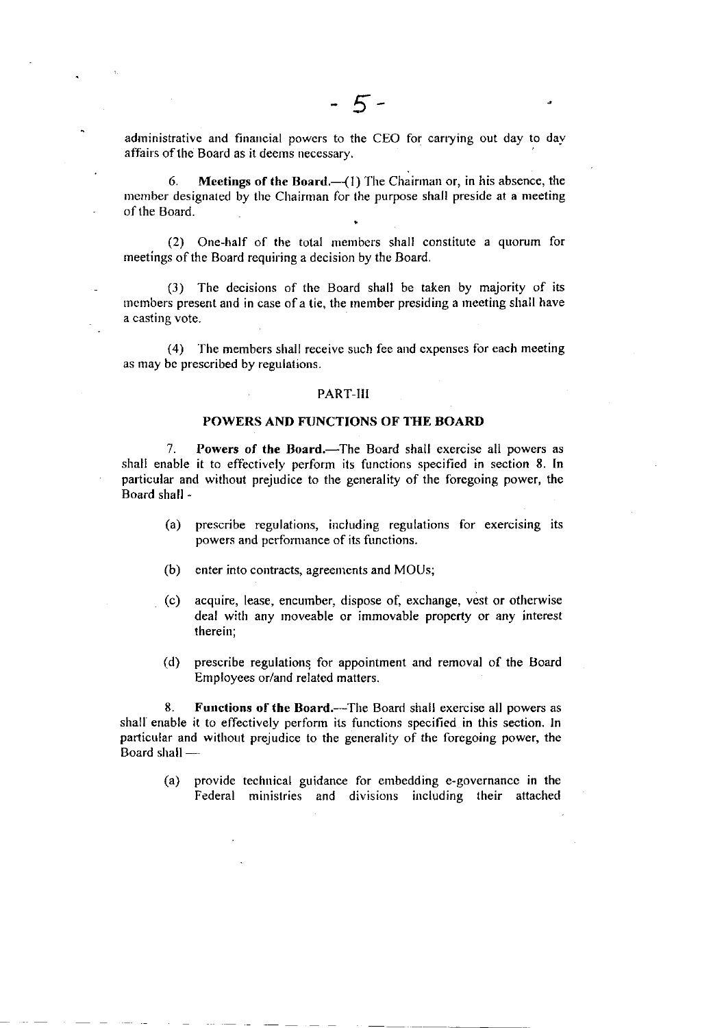administrative and financial powers to the CEO for carrying out day to day affairs of the Board as it deems necessary.

6. **Meetings of the Board.**—(1) The Chairman or, in his absence, the member designated by the Chairman for the purpose shall preside at a meeting of the Board.

(2) One-half of the total members shall constitute a quorum for meetings of the Board requiring a decision by the Board.

(3) The decisions of the Board shall be taken by majority of its members present and in case of a tie, the member presiding a meeting shall have a casting vote.

(4) The members shall receive such fee and expenses for each meeting as may be prescribed by regulations.

## PART-III

## POWERS AND FUNCTIONS OF THE BOARD

7. **Powers of the Board.**—The Board shall exercise all powers as shall enable it to effectively perform its functions specified in section 8. In particular and without prejudice to the generality of the foregoing power, the Board shall -

(a) prescribe regulations, including regulations for exercising its powers and performance of its functions.

(b) enter into contracts, agreements and MOUs;

(c) acquire, lease, encumber, dispose of, exchange, vest or otherwise deal with any moveable or immovable property or any interest therein;

(d) prescribe regulations for appointment and removal of the Board Employees or/and related matters.

8. **Functions of the Board.**—The Board shall exercise all powers as shall enable it to effectively perform its functions specified in this section. In particular and without prejudice to the generality of the foregoing power, the Board shall —

(a) provide technical guidance for embedding e-governance in the Federal ministries and divisions including their attached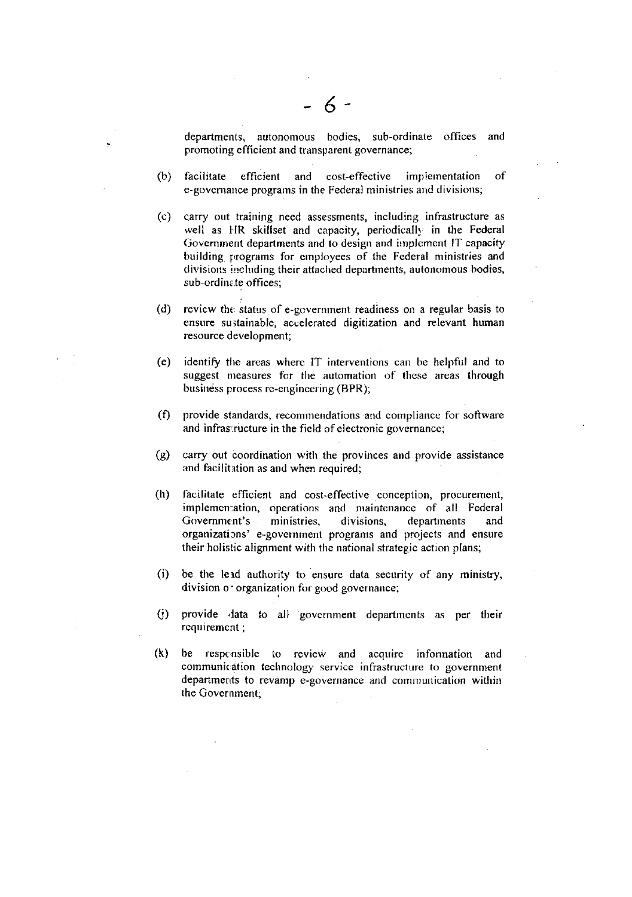departments, autonomous bodies, sub-ordinate offices and promoting efficient and transparent governance;

(b) facilitate efficient and cost-effective implementation of e-governance programs in the Federal ministries and divisions;

(c) carry out training need assessments, including infrastructure as well as HR skillset and capacity, periodically in the Federal Government departments and to design and implement IT capacity building programs for employees of the Federal ministries and divisions including their attached departments, autonomous bodies, sub-ordinate offices;

(d) review the status of e-government readiness on a regular basis to ensure sustainable, accelerated digitization and relevant human resource development;

(e) identify the areas where IT interventions can be helpful and to suggest measures for the automation of these areas through business process re-engineering (BPR);

(f) provide standards, recommendations and compliance for software and infrastructure in the field of electronic governance;

(g) carry out coordination with the provinces and provide assistance and facilitation as and when required;

(h) facilitate efficient and cost-effective conception, procurement, implementation, operations and maintenance of all Federal Government's ministries, divisions, departments and organizations' e-government programs and projects and ensure their holistic alignment with the national strategic action plans;

(i) be the lead authority to ensure data security of any ministry, division or organization for good governance;

(j) provide data to all government departments as per their requirement ;

(k) be responsible to review and acquire information and communication technology service infrastructure to government departments to revamp e-governance and communication within the Government;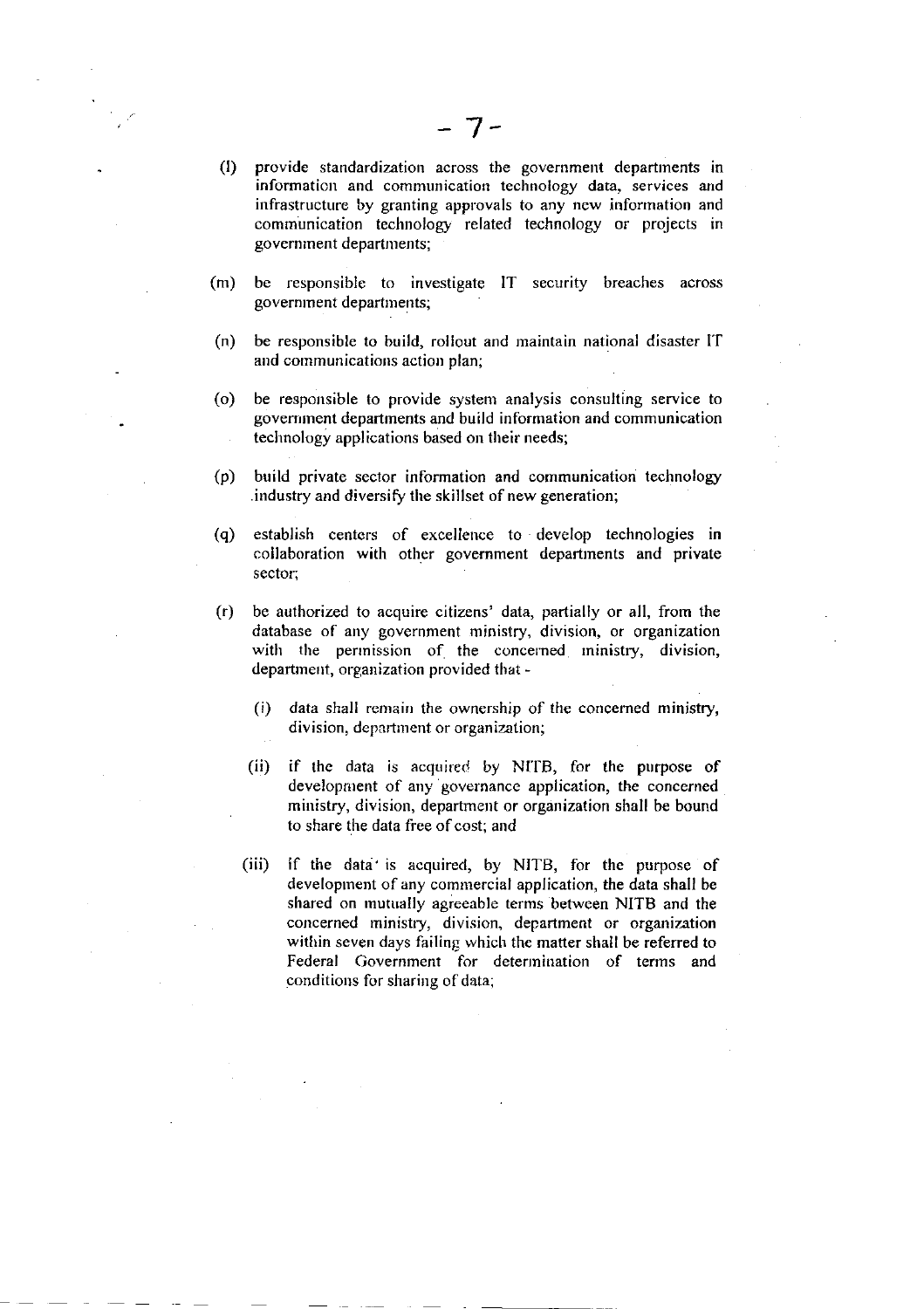(l) provide standardization across the government departments in information and communication technology data, services and infrastructure by granting approvals to any new information and communication technology related technology or projects in government departments;

(m) be responsible to investigate IT security breaches across government departments;

(n) be responsible to build, rollout and maintain national disaster IT and communications action plan;

(o) be responsible to provide system analysis consulting service to government departments and build information and communication technology applications based on their needs;

(p) build private sector information and communication technology industry and diversify the skillset of new generation;

(q) establish centers of excellence to develop technologies in collaboration with other government departments and private sector;

(r) be authorized to acquire citizens' data, partially or all, from the database of any government ministry, division, or organization with the permission of the concerned ministry, division, department, organization provided that -

 (i) data shall remain the ownership of the concerned ministry, division, department or organization;

 (ii) if the data is acquired by NITB, for the purpose of development of any governance application, the concerned ministry, division, department or organization shall be bound to share the data free of cost; and

 (iii) if the data is acquired, by NITB, for the purpose of development of any commercial application, the data shall be shared on mutually agreeable terms between NITB and the concerned ministry, division, department or organization within seven days failing which the matter shall be referred to Federal Government for determination of terms and conditions for sharing of data;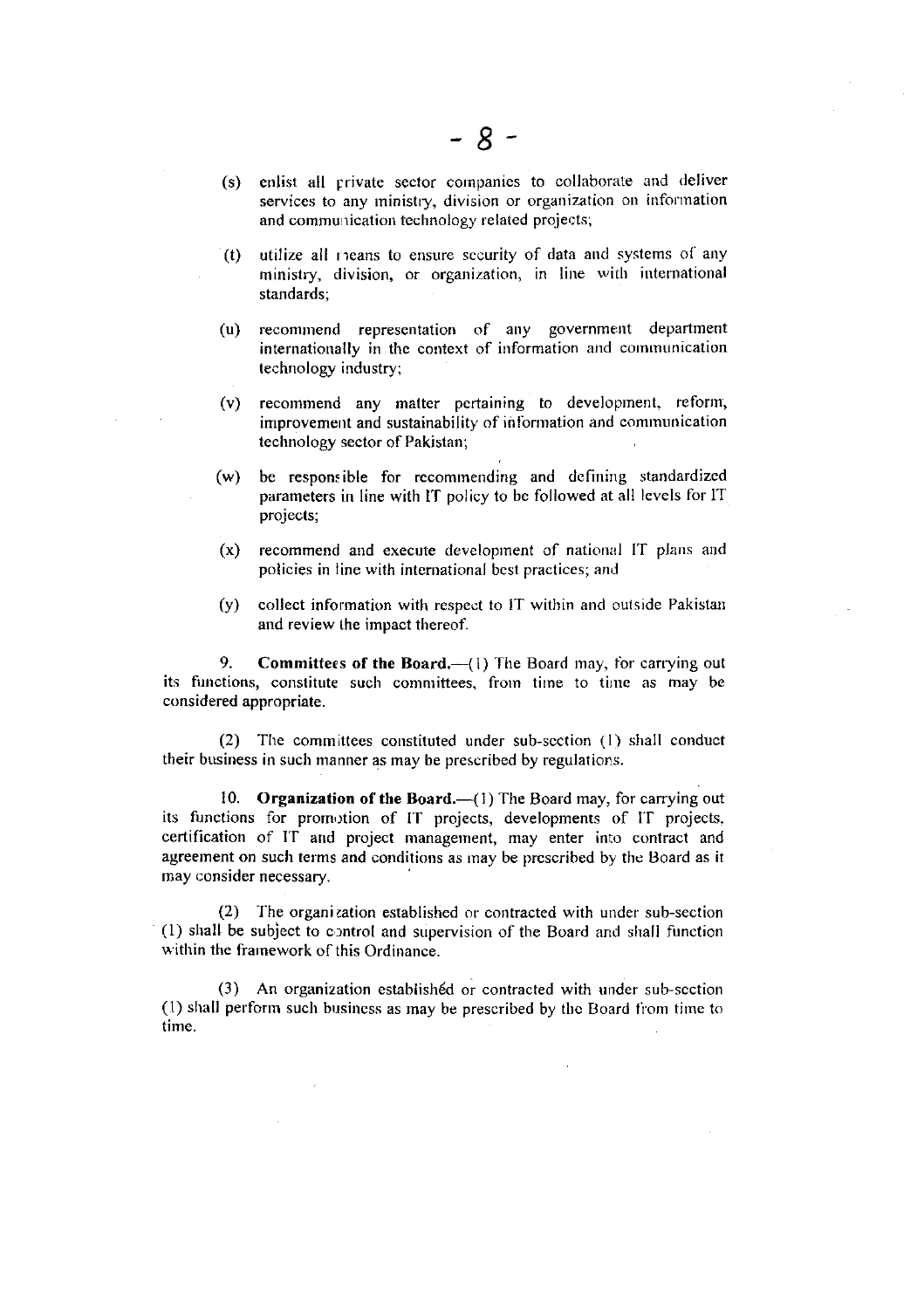(s) enlist all private sector companies to collaborate and deliver services to any ministry, division or organization on information and communication technology related projects;

(t) utilize all means to ensure security of data and systems of any ministry, division, or organization, in line with international standards;

(u) recommend representation of any government department internationally in the context of information and communication technology industry;

(v) recommend any matter pertaining to development, reform, improvement and sustainability of information and communication technology sector of Pakistan;

(w) be responsible for recommending and defining standardized parameters in line with IT policy to be followed at all levels for IT projects;

(x) recommend and execute development of national IT plans and policies in line with international best practices; and

(y) collect information with respect to IT within and outside Pakistan and review the impact thereof.

9. **Committees of the Board.**—(1) The Board may, for carrying out its functions, constitute such committees, from time to time as may be considered appropriate.

(2) The committees constituted under sub-section (1) shall conduct their business in such manner as may be prescribed by regulations.

10. **Organization of the Board.**—(1) The Board may, for carrying out its functions for promotion of IT projects, developments of IT projects, certification of IT and project management, may enter into contract and agreement on such terms and conditions as may be prescribed by the Board as it may consider necessary.

(2) The organization established or contracted with under sub-section (1) shall be subject to control and supervision of the Board and shall function within the framework of this Ordinance.

(3) An organization established or contracted with under sub-section (1) shall perform such business as may be prescribed by the Board from time to time.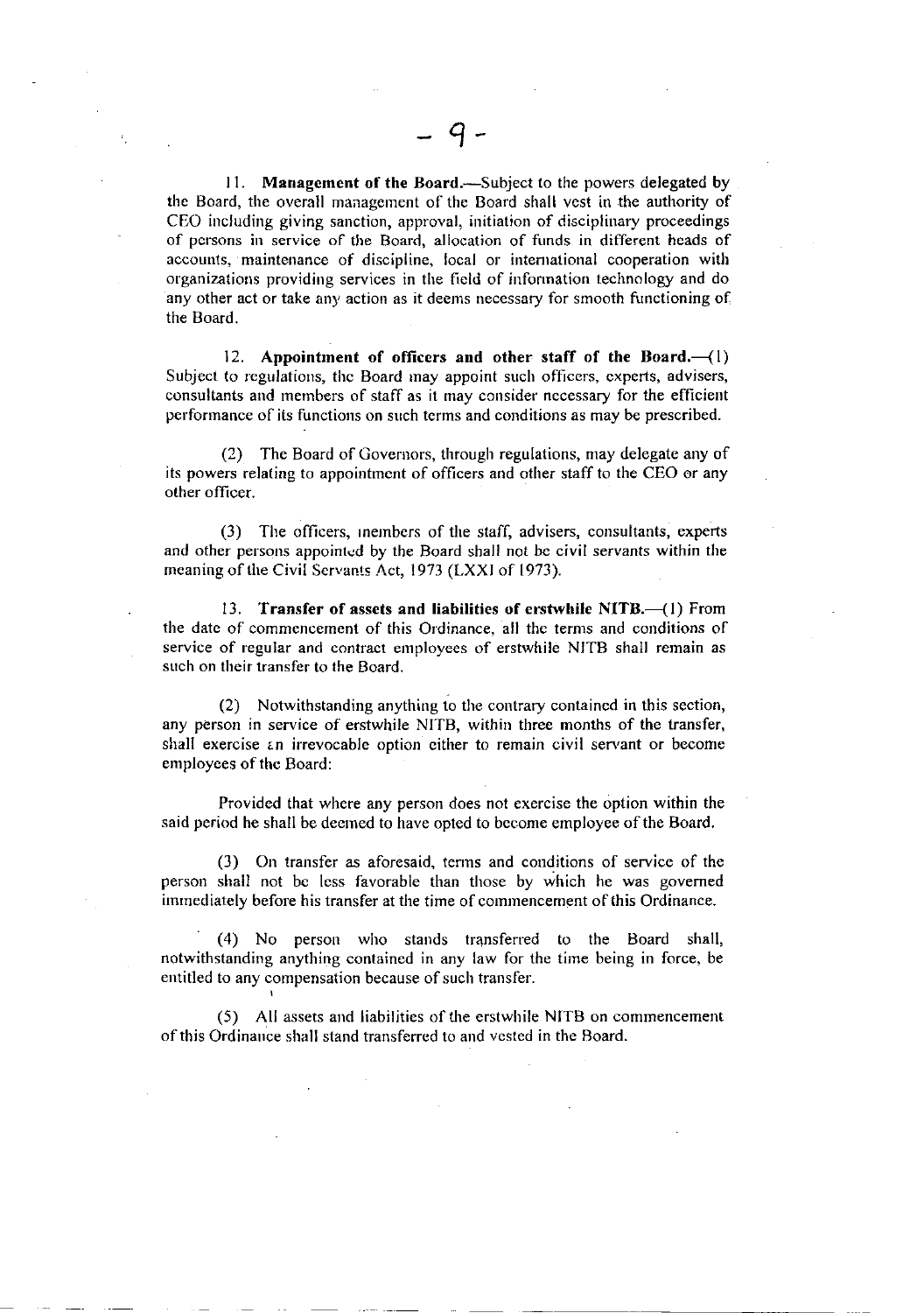11. **Management of the Board.**—Subject to the powers delegated by the Board, the overall management of the Board shall vest in the authority of CEO including giving sanction, approval, initiation of disciplinary proceedings of persons in service of the Board, allocation of funds in different heads of accounts, maintenance of discipline, local or international cooperation with organizations providing services in the field of information technology and do any other act or take any action as it deems necessary for smooth functioning of the Board.

12. **Appointment of officers and other staff of the Board.**—(1) Subject to regulations, the Board may appoint such officers, experts, advisers, consultants and members of staff as it may consider necessary for the efficient performance of its functions on such terms and conditions as may be prescribed.

(2) The Board of Governors, through regulations, may delegate any of its powers relating to appointment of officers and other staff to the CEO or any other officer.

(3) The officers, members of the staff, advisers, consultants, experts and other persons appointed by the Board shall not be civil servants within the meaning of the Civil Servants Act, 1973 (LXXI of 1973).

13. **Transfer of assets and liabilities of erstwhile NITB.**—(1) From the date of commencement of this Ordinance, all the terms and conditions of service of regular and contract employees of erstwhile NITB shall remain as such on their transfer to the Board.

(2) Notwithstanding anything to the contrary contained in this section, any person in service of erstwhile NITB, within three months of the transfer, shall exercise an irrevocable option either to remain civil servant or become employees of the Board:

Provided that where any person does not exercise the option within the said period he shall be deemed to have opted to become employee of the Board.

(3) On transfer as aforesaid, terms and conditions of service of the person shall not be less favorable than those by which he was governed immediately before his transfer at the time of commencement of this Ordinance.

(4) No person who stands transferred to the Board shall, notwithstanding anything contained in any law for the time being in force, be entitled to any compensation because of such transfer.

(5) All assets and liabilities of the erstwhile NITB on commencement of this Ordinance shall stand transferred to and vested in the Board.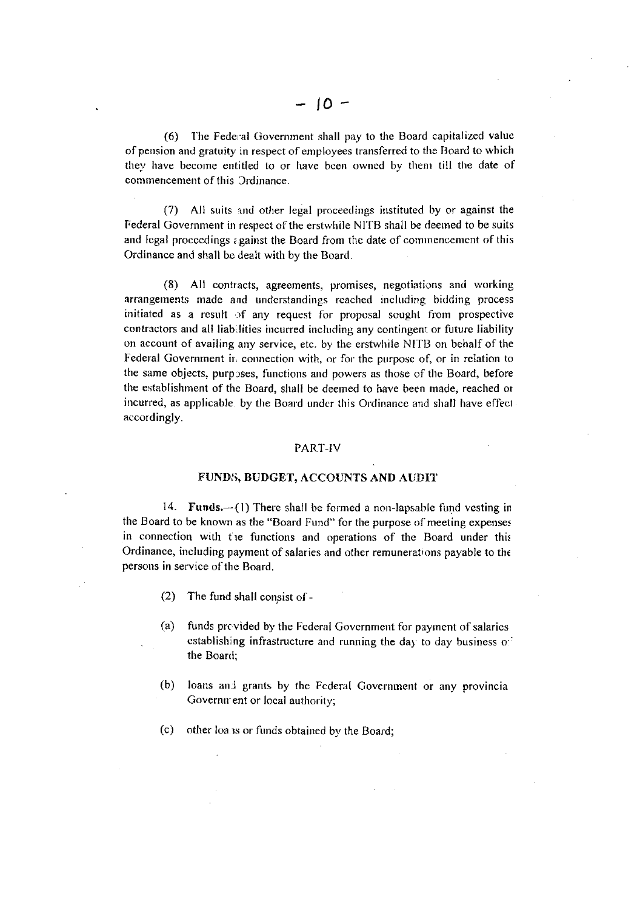(6) The Federal Government shall pay to the Board capitalized value of pension and gratuity in respect of employees transferred to the Board to which they have become entitled to or have been owned by them till the date of commencement of this Ordinance.

(7) All suits and other legal proceedings instituted by or against the Federal Government in respect of the erstwhile NITB shall be deemed to be suits and legal proceedings against the Board from the date of commencement of this Ordinance and shall be dealt with by the Board.

(8) All contracts, agreements, promises, negotiations and working arrangements made and understandings reached including bidding process initiated as a result of any request for proposal sought from prospective contractors and all liabilities incurred including any contingent or future liability on account of availing any service, etc. by the erstwhile NITB on behalf of the Federal Government in connection with, or for the purpose of, or in relation to the same objects, purposes, functions and powers as those of the Board, before the establishment of the Board, shall be deemed to have been made, reached or incurred, as applicable by the Board under this Ordinance and shall have effect accordingly.

## PART-IV

## FUNDS, BUDGET, ACCOUNTS AND AUDIT

14. **Funds.**—(1) There shall be formed a non-lapsable fund vesting in the Board to be known as the "Board Fund" for the purpose of meeting expenses in connection with the functions and operations of the Board under this Ordinance, including payment of salaries and other remunerations payable to the persons in service of the Board.

(2) The fund shall consist of -

(a) funds provided by the Federal Government for payment of salaries establishing infrastructure and running the day to day business of the Board;

(b) loans and grants by the Federal Government or any provincial Government or local authority;

(c) other loans or funds obtained by the Board;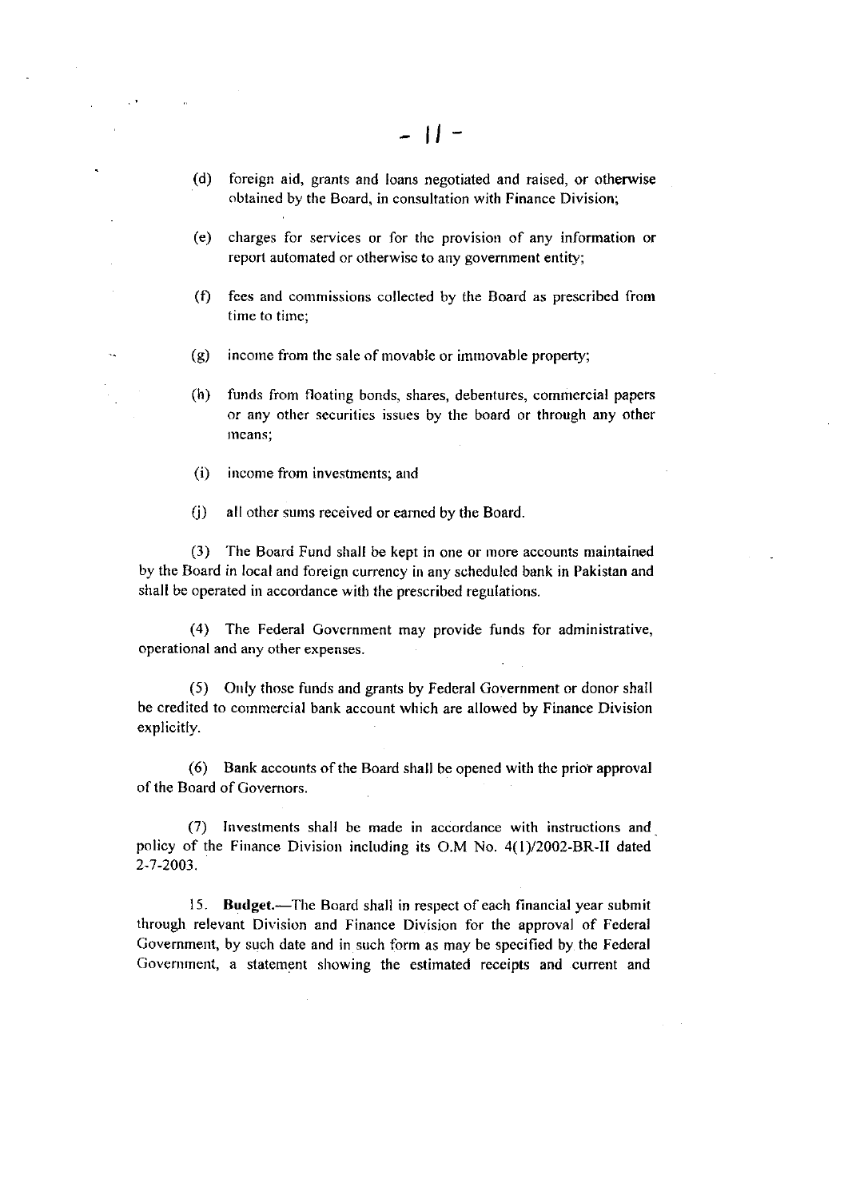(d) foreign aid, grants and loans negotiated and raised, or otherwise obtained by the Board, in consultation with Finance Division;

(e) charges for services or for the provision of any information or report automated or otherwise to any government entity;

(f) fees and commissions collected by the Board as prescribed from time to time;

(g) income from the sale of movable or immovable property;

(h) funds from floating bonds, shares, debentures, commercial papers or any other securities issues by the board or through any other means;

(i) income from investments; and

(j) all other sums received or earned by the Board.

(3) The Board Fund shall be kept in one or more accounts maintained by the Board in local and foreign currency in any scheduled bank in Pakistan and shall be operated in accordance with the prescribed regulations.

(4) The Federal Government may provide funds for administrative, operational and any other expenses.

(5) Only those funds and grants by Federal Government or donor shall be credited to commercial bank account which are allowed by Finance Division explicitly.

(6) Bank accounts of the Board shall be opened with the prior approval of the Board of Governors.

(7) Investments shall be made in accordance with instructions and policy of the Finance Division including its O.M No. 4(1)/2002-BR-II dated 2-7-2003.

15. **Budget.**—The Board shall in respect of each financial year submit through relevant Division and Finance Division for the approval of Federal Government, by such date and in such form as may be specified by the Federal Government, a statement showing the estimated receipts and current and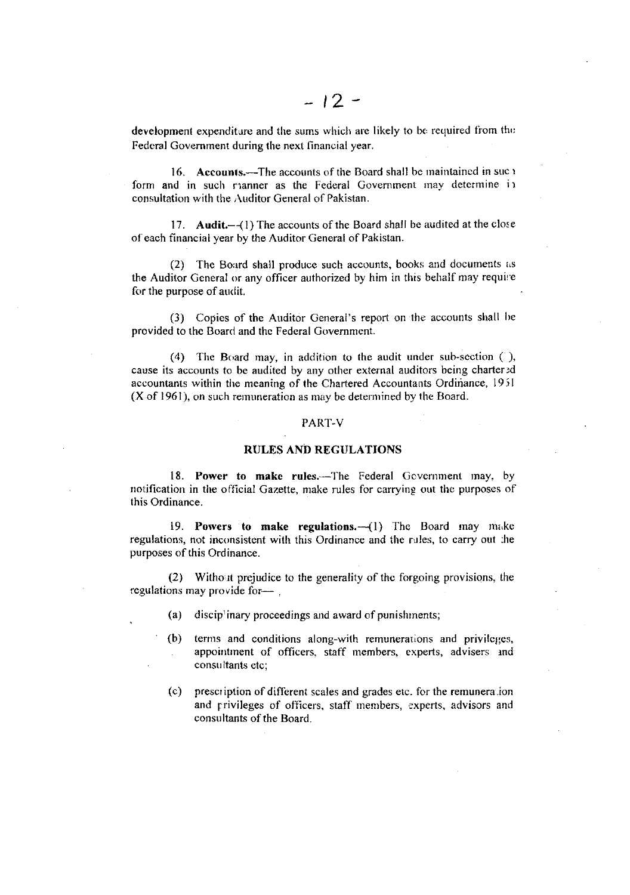development expenditure and the sums which are likely to be required from the Federal Government during the next financial year.

16. **Accounts.**—The accounts of the Board shall be maintained in such form and in such manner as the Federal Government may determine in consultation with the Auditor General of Pakistan.

17. **Audit.**—(1) The accounts of the Board shall be audited at the close of each financial year by the Auditor General of Pakistan.

(2) The Board shall produce such accounts, books and documents as the Auditor General or any officer authorized by him in this behalf may require for the purpose of audit.

(3) Copies of the Auditor General's report on the accounts shall be provided to the Board and the Federal Government.

(4) The Board may, in addition to the audit under sub-section ( ), cause its accounts to be audited by any other external auditors being chartered accountants within the meaning of the Chartered Accountants Ordinance, 1961 (X of 1961), on such remuneration as may be determined by the Board.

## PART-V

## RULES AND REGULATIONS

18. **Power to make rules.**—The Federal Government may, by notification in the official Gazette, make rules for carrying out the purposes of this Ordinance.

19. **Powers to make regulations.**—(1) The Board may make regulations, not inconsistent with this Ordinance and the rules, to carry out the purposes of this Ordinance.

(2) Without prejudice to the generality of the forgoing provisions, the regulations may provide for— ,

(a) disciplinary proceedings and award of punishments;

(b) terms and conditions along-with remunerations and privileges, appointment of officers, staff members, experts, advisers and consultants etc;

(c) prescription of different scales and grades etc. for the remuneration and privileges of officers, staff members, experts, advisors and consultants of the Board.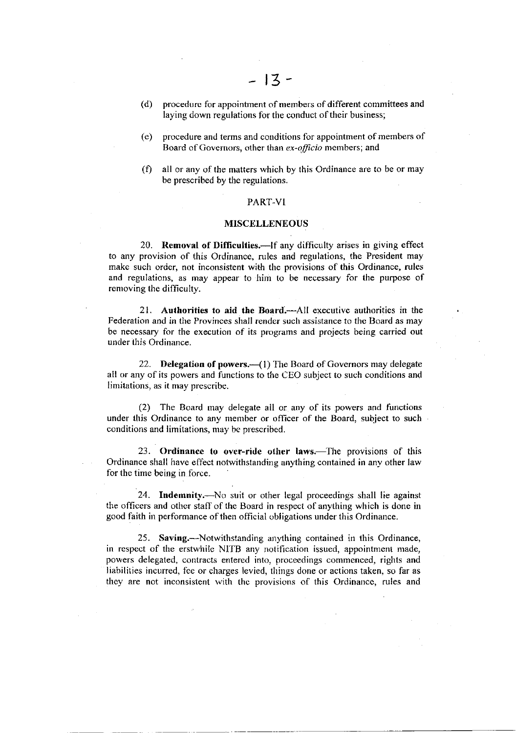(d) procedure for appointment of members of different committees and laying down regulations for the conduct of their business;

(e) procedure and terms and conditions for appointment of members of Board of Governors, other than *ex-officio* members; and

(f) all or any of the matters which by this Ordinance are to be or may be prescribed by the regulations.

## PART-VI

## MISCELLENEOUS

20. **Removal of Difficulties.**—If any difficulty arises in giving effect to any provision of this Ordinance, rules and regulations, the President may make such order, not inconsistent with the provisions of this Ordinance, rules and regulations, as may appear to him to be necessary for the purpose of removing the difficulty.

21. **Authorities to aid the Board.**—All executive authorities in the Federation and in the Provinces shall render such assistance to the Board as may be necessary for the execution of its programs and projects being carried out under this Ordinance.

22. **Delegation of powers.**—(1) The Board of Governors may delegate all or any of its powers and functions to the CEO subject to such conditions and limitations, as it may prescribe.

(2) The Board may delegate all or any of its powers and functions under this Ordinance to any member or officer of the Board, subject to such conditions and limitations, may be prescribed.

23. **Ordinance to over-ride other laws.**—The provisions of this Ordinance shall have effect notwithstanding anything contained in any other law for the time being in force.

24. **Indemnity.**—No suit or other legal proceedings shall lie against the officers and other staff of the Board in respect of anything which is done in good faith in performance of then official obligations under this Ordinance.

25. **Saving.**—Notwithstanding anything contained in this Ordinance, in respect of the erstwhile NITB any notification issued, appointment made, powers delegated, contracts entered into, proceedings commenced, rights and liabilities incurred, fee or charges levied, things done or actions taken, so far as they are not inconsistent with the provisions of this Ordinance, rules and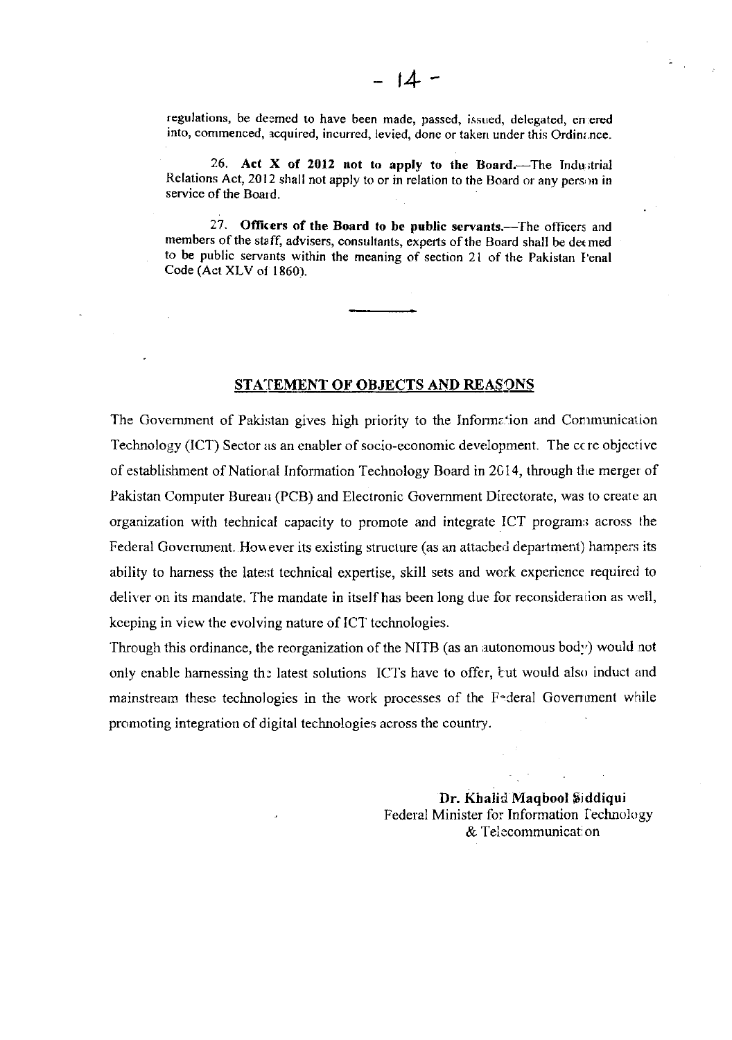regulations, be deemed to have been made, passed, issued, delegated, entered into, commenced, acquired, incurred, levied, done or taken under this Ordinance.

26. **Act X of 2012 not to apply to the Board.**—The Industrial Relations Act, 2012 shall not apply to or in relation to the Board or any person in service of the Board.

27. **Officers of the Board to be public servants.**—The officers and members of the staff, advisers, consultants, experts of the Board shall be deemed to be public servants within the meaning of section 21 of the Pakistan Penal Code (Act XLV of 1860).

---

## STATEMENT OF OBJECTS AND REASONS

The Government of Pakistan gives high priority to the Information and Communication Technology (ICT) Sector as an enabler of socio-economic development. The core objective of establishment of National Information Technology Board in 2014, through the merger of Pakistan Computer Bureau (PCB) and Electronic Government Directorate, was to create an organization with technical capacity to promote and integrate ICT programs across the Federal Government. However its existing structure (as an attached department) hampers its ability to harness the latest technical expertise, skill sets and work experience required to deliver on its mandate. The mandate in itself has been long due for reconsideration as well, keeping in view the evolving nature of ICT technologies.

Through this ordinance, the reorganization of the NITB (as an autonomous body) would not only enable harnessing the latest solutions ICTs have to offer, but would also induct and mainstream these technologies in the work processes of the Federal Government while promoting integration of digital technologies across the country.

**Dr. Khalid Maqbool Siddiqui**
Federal Minister for Information Technology & Telecommunication